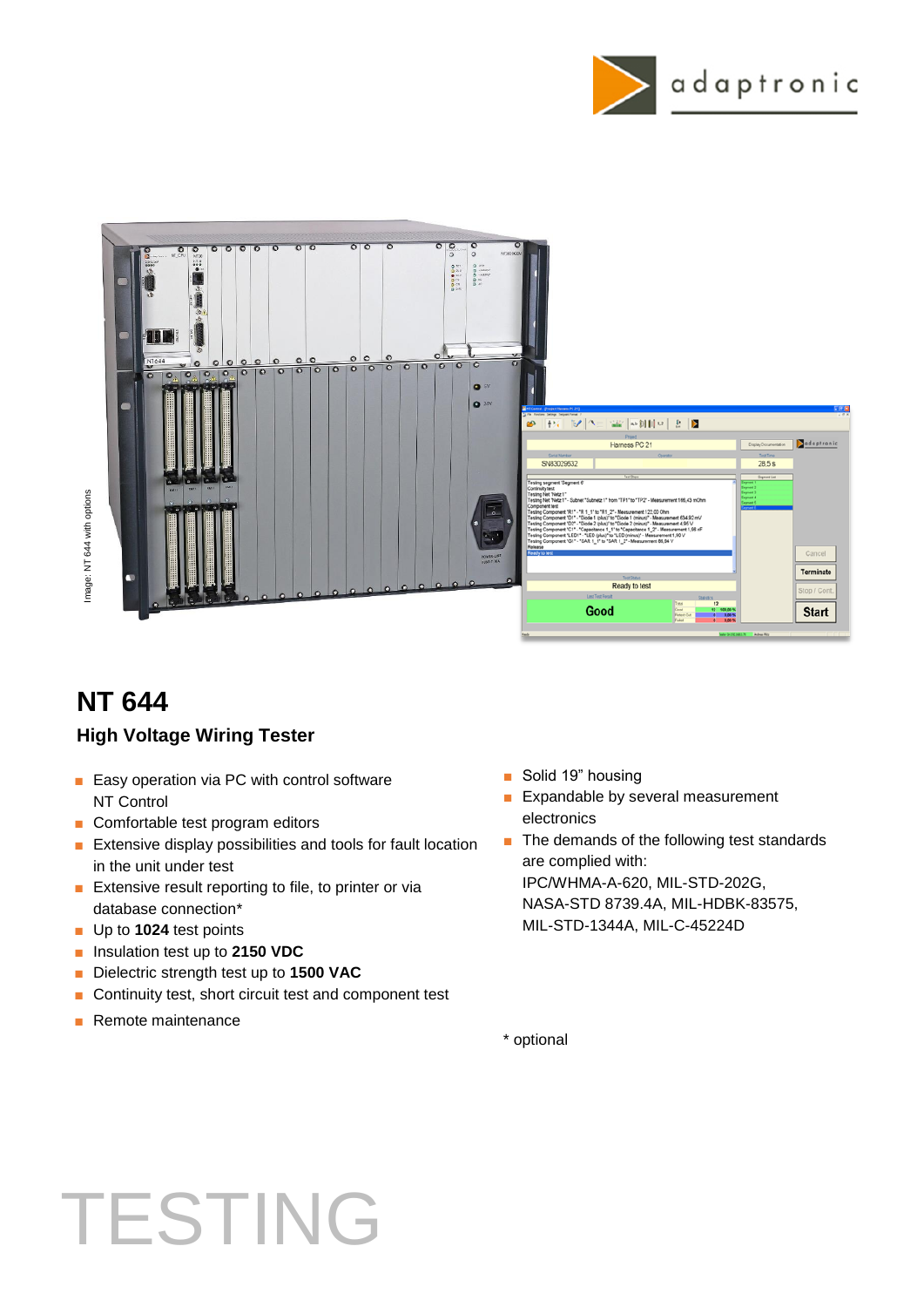adaptronic

Image: NT 644 with options

# NT 644

## High Voltage Wiring Tester

- Easy operation via PC with control software NT Control
- Comfortable test program editors
- Extensive display possibilities and tools for fault location in the unit under test
- Extensive result reporting to file, to printer or via database connection*
- Up to **1024** test points
- Insulation test up to **2150 VDC**
- Dielectric strength test up to **1500 VAC**
- Continuity test, short circuit test and component test
- Remote maintenance

- Solid 19” housing
- Expandable by several measurement electronics
- The demands of the following test standards are complied with: IPC/WHMA-A-620, MIL-STD-202G, NASA-STD 8739.4A, MIL-HDBK-83575, MIL-STD-1344A, MIL-C-45224D

\* optional

TESTING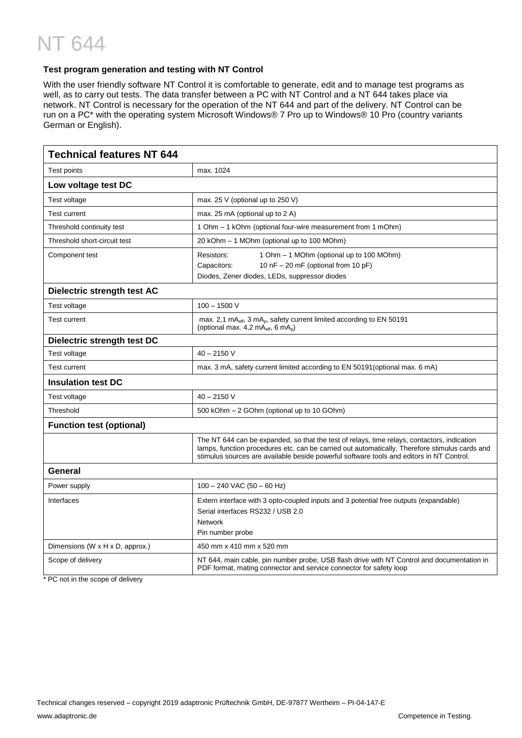# NT 644

**Test program generation and testing with NT Control**

With the user friendly software NT Control it is comfortable to generate, edit and to manage test programs as well, as to carry out tests. The data transfer between a PC with NT Control and a NT 644 takes place via network. NT Control is necessary for the operation of the NT 644 and part of the delivery. NT Control can be run on a PC* with the operating system Microsoft Windows® 7 Pro up to Windows® 10 Pro (country variants German or English).

| **Technical features NT 644** | |
|---|---|
| Test points | max. 1024 |
| **Low voltage test DC** | |
| Test voltage | max. 25 V (optional up to 250 V) |
| Test current | max. 25 mA (optional up to 2 A) |
| Threshold continuity test | 1 Ohm – 1 kOhm (optional four-wire measurement from 1 mOhm) |
| Threshold short-circuit test | 20 kOhm – 1 MOhm (optional up to 100 MOhm) |
| Component test | Resistors: 1 Ohm – 1 MOhm (optional up to 100 MOhm)<br>Capacitors: 10 nF – 20 mF (optional from 10 pF)<br>Diodes, Zener diodes, LEDs, suppressor diodes |
| **Dielectric strength test AC** | |
| Test voltage | 100 – 1500 V |
| Test current | max. 2,1 $mA_{eff}$, 3 $mA_p$, safety current limited according to EN 50191 (optional max. 4,2 $mA_{eff}$, 6 $mA_p$) |
| **Dielectric strength test DC** | |
| Test voltage | 40 – 2150 V |
| Test current | max. 3 mA, safety current limited according to EN 50191(optional max. 6 mA) |
| **Insulation test DC** | |
| Test voltage | 40 – 2150 V |
| Threshold | 500 kOhm – 2 GOhm (optional up to 10 GOhm) |
| **Function test (optional)** | |
| | The NT 644 can be expanded, so that the test of relays, time relays, contactors, indication lamps, function procedures etc. can be carried out automatically. Therefore stimulus cards and stimulus sources are available beside powerful software tools and editors in NT Control. |
| **General** | |
| Power supply | 100 – 240 VAC (50 – 60 Hz) |
| Interfaces | Extern interface with 3 opto-coupled inputs and 3 potential free outputs (expandable)<br>Serial interfaces RS232 / USB 2.0<br>Network<br>Pin number probe |
| Dimensions (W x H x D, approx.) | 450 mm x 410 mm x 520 mm |
| Scope of delivery | NT 644, main cable, pin number probe, USB flash drive with NT Control and documentation in PDF format, mating connector and service connector for safety loop |

* PC not in the scope of delivery

Technical changes reserved – copyright 2019 adaptronic Prüftechnik GmbH, DE-97877 Wertheim – PI-04-147-E

www.adaptronic.de Competence in Testing.